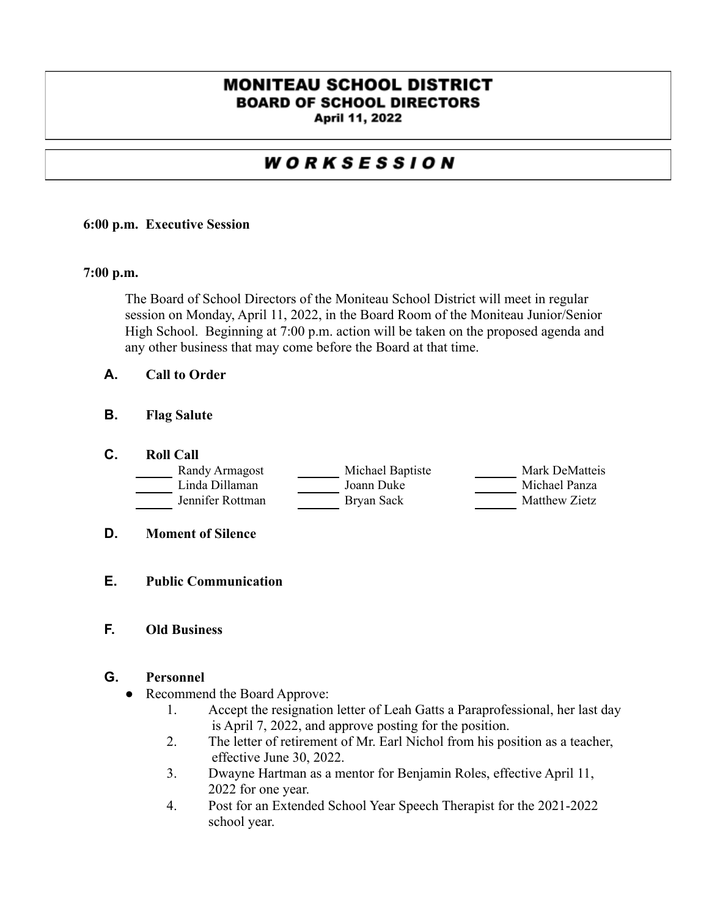# MONITEAU SCHOOL DISTRICT
## BOARD OF SCHOOL DIRECTORS
**April 11, 2022**

## *WORKSESSION*

**6:00 p.m. Executive Session**

**7:00 p.m.**

The Board of School Directors of the Moniteau School District will meet in regular session on Monday, April 11, 2022, in the Board Room of the Moniteau Junior/Senior High School. Beginning at 7:00 p.m. action will be taken on the proposed agenda and any other business that may come before the Board at that time.

**A. Call to Order**

**B. Flag Salute**

**C. Roll Call**

| | | |
|---|---|---|
| ______ Randy Armagost | ______ Michael Baptiste | ______ Mark DeMatteis |
| ______ Linda Dillaman | ______ Joann Duke | ______ Michael Panza |
| ______ Jennifer Rottman | ______ Bryan Sack | ______ Matthew Zietz |

**D. Moment of Silence**

**E. Public Communication**

**F. Old Business**

**G. Personnel**

- Recommend the Board Approve:
  1. Accept the resignation letter of Leah Gatts a Paraprofessional, her last day is April 7, 2022, and approve posting for the position.
  2. The letter of retirement of Mr. Earl Nichol from his position as a teacher, effective June 30, 2022.
  3. Dwayne Hartman as a mentor for Benjamin Roles, effective April 11, 2022 for one year.
  4. Post for an Extended School Year Speech Therapist for the 2021-2022 school year.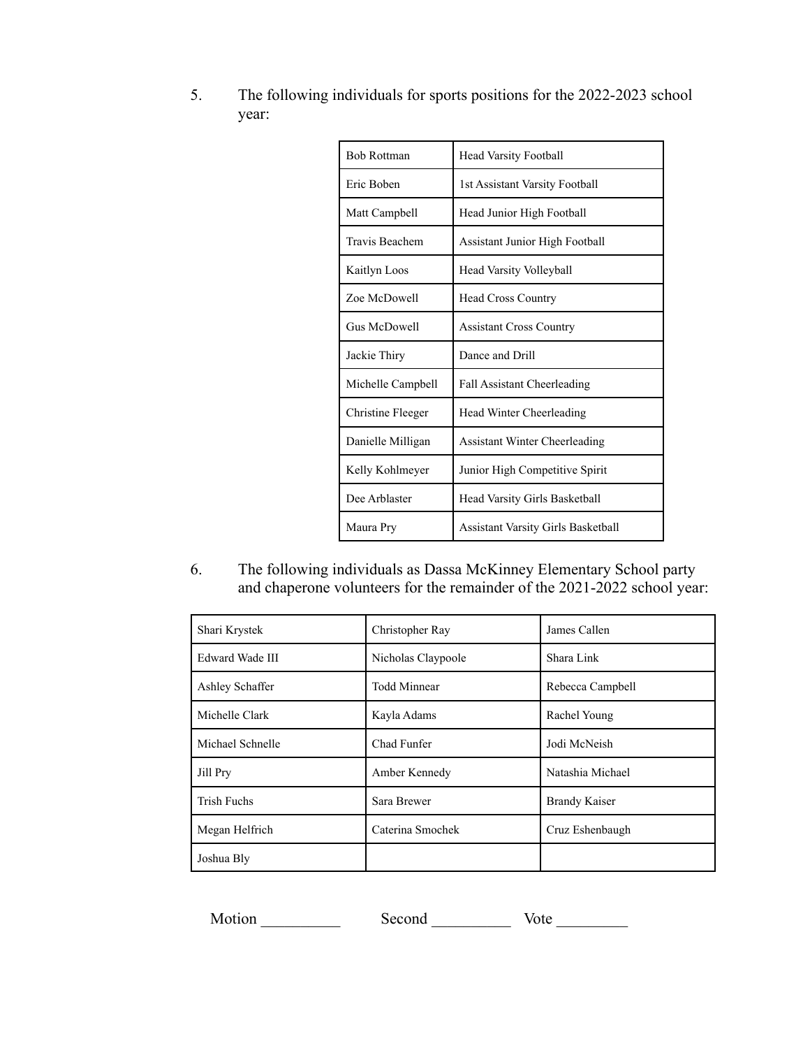5. The following individuals for sports positions for the 2022-2023 school year:

| | |
|---|---|
| Bob Rottman | Head Varsity Football |
| Eric Boben | 1st Assistant Varsity Football |
| Matt Campbell | Head Junior High Football |
| Travis Beachem | Assistant Junior High Football |
| Kaitlyn Loos | Head Varsity Volleyball |
| Zoe McDowell | Head Cross Country |
| Gus McDowell | Assistant Cross Country |
| Jackie Thiry | Dance and Drill |
| Michelle Campbell | Fall Assistant Cheerleading |
| Christine Fleeger | Head Winter Cheerleading |
| Danielle Milligan | Assistant Winter Cheerleading |
| Kelly Kohlmeyer | Junior High Competitive Spirit |
| Dee Arblaster | Head Varsity Girls Basketball |
| Maura Pry | Assistant Varsity Girls Basketball |

6. The following individuals as Dassa McKinney Elementary School party and chaperone volunteers for the remainder of the 2021-2022 school year:

| | | |
|---|---|---|
| Shari Krystek | Christopher Ray | James Callen |
| Edward Wade III | Nicholas Claypoole | Shara Link |
| Ashley Schaffer | Todd Minnear | Rebecca Campbell |
| Michelle Clark | Kayla Adams | Rachel Young |
| Michael Schnelle | Chad Funfer | Jodi McNeish |
| Jill Pry | Amber Kennedy | Natashia Michael |
| Trish Fuchs | Sara Brewer | Brandy Kaiser |
| Megan Helfrich | Caterina Smochek | Cruz Eshenbaugh |
| Joshua Bly | | |

Motion __________ Second __________ Vote _________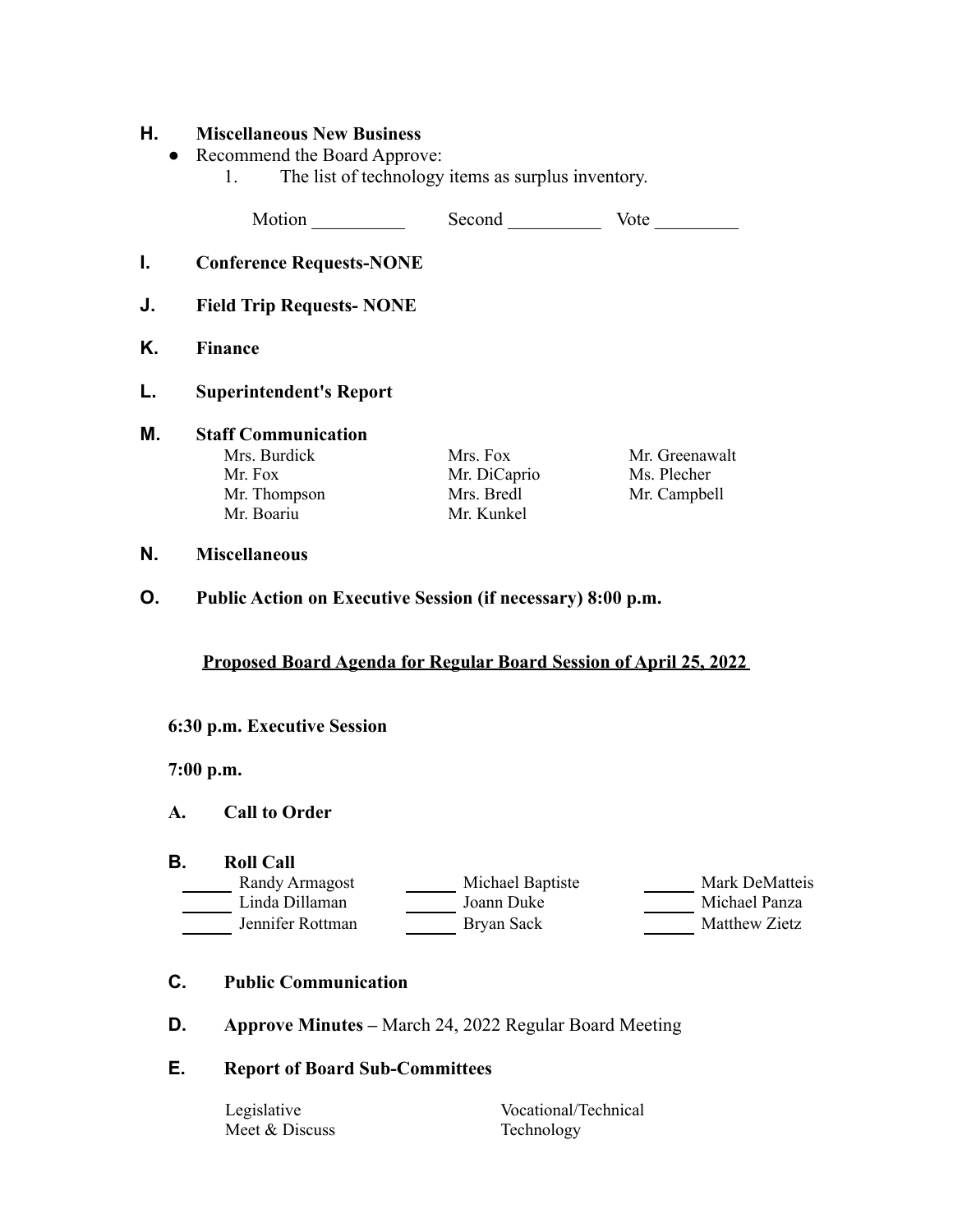**H. Miscellaneous New Business**

- Recommend the Board Approve:
  1. The list of technology items as surplus inventory.

Motion __________ Second __________ Vote _________

**I. Conference Requests-NONE**

**J. Field Trip Requests- NONE**

**K. Finance**

**L. Superintendent's Report**

**M. Staff Communication**

| | | |
|---|---|---|
| Mrs. Burdick | Mrs. Fox | Mr. Greenawalt |
| Mr. Fox | Mr. DiCaprio | Ms. Plecher |
| Mr. Thompson | Mrs. Bredl | Mr. Campbell |
| Mr. Boariu | Mr. Kunkel | |

**N. Miscellaneous**

**O. Public Action on Executive Session (if necessary) 8:00 p.m.**

## Proposed Board Agenda for Regular Board Session of April 25, 2022

**6:30 p.m. Executive Session**

**7:00 p.m.**

**A. Call to Order**

**B. Roll Call**

| | | |
|---|---|---|
| ______ Randy Armagost | ______ Michael Baptiste | ______ Mark DeMatteis |
| ______ Linda Dillaman | ______ Joann Duke | ______ Michael Panza |
| ______ Jennifer Rottman | ______ Bryan Sack | ______ Matthew Zietz |

**C. Public Communication**

**D. Approve Minutes –** March 24, 2022 Regular Board Meeting

**E. Report of Board Sub-Committees**

| | |
|---|---|
| Legislative | Vocational/Technical |
| Meet & Discuss | Technology |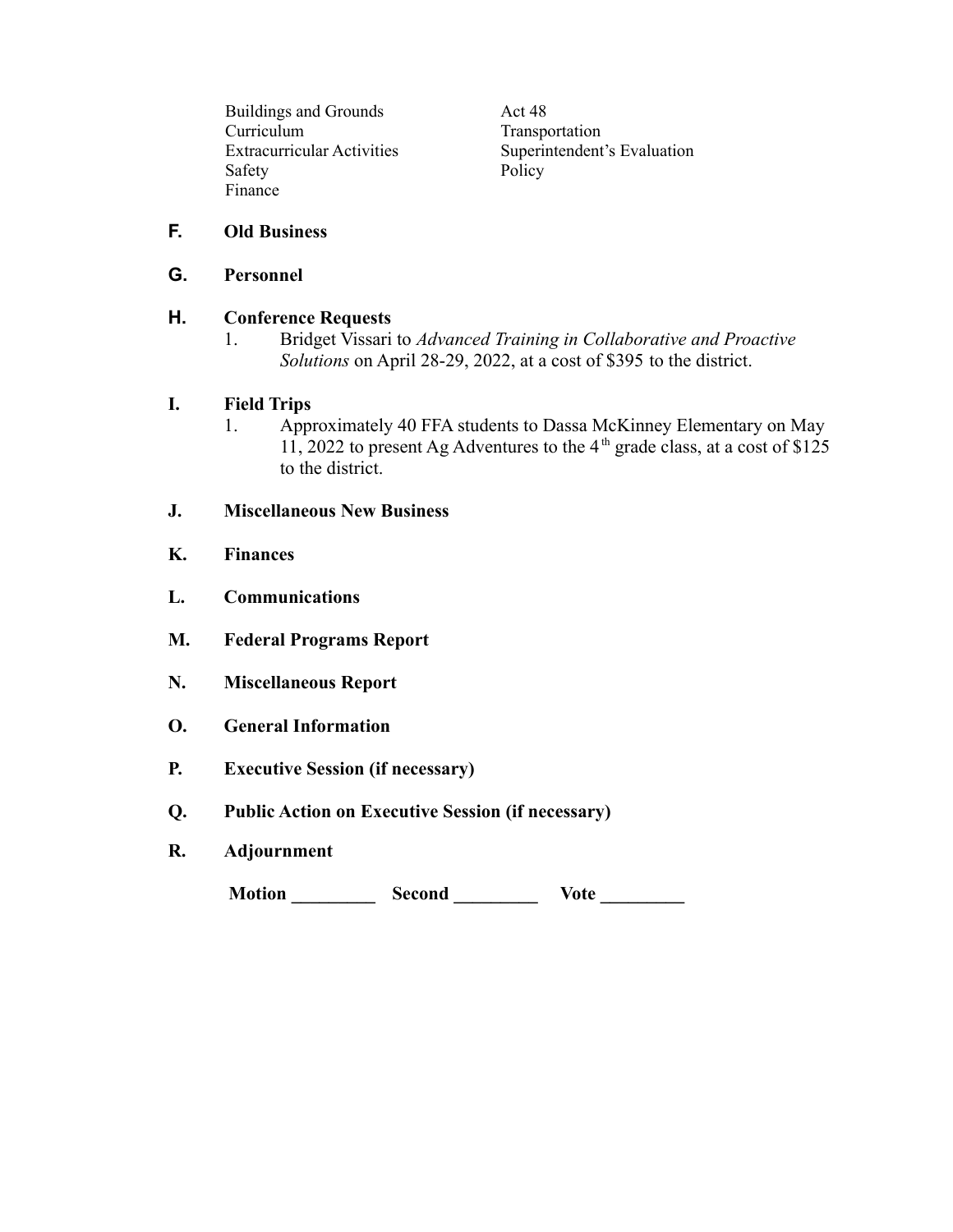Buildings and Grounds
Curriculum
Extracurricular Activities
Safety
Finance
Act 48
Transportation
Superintendent's Evaluation
Policy

**F. Old Business**

**G. Personnel**

**H. Conference Requests**

1. Bridget Vissari to *Advanced Training in Collaborative and Proactive Solutions* on April 28-29, 2022, at a cost of $395 to the district.

**I. Field Trips**

1. Approximately 40 FFA students to Dassa McKinney Elementary on May 11, 2022 to present Ag Adventures to the 4th grade class, at a cost of $125 to the district.

**J. Miscellaneous New Business**

**K. Finances**

**L. Communications**

**M. Federal Programs Report**

**N. Miscellaneous Report**

**O. General Information**

**P. Executive Session (if necessary)**

**Q. Public Action on Executive Session (if necessary)**

**R. Adjournment**

**Motion _________ Second _________ Vote _________**